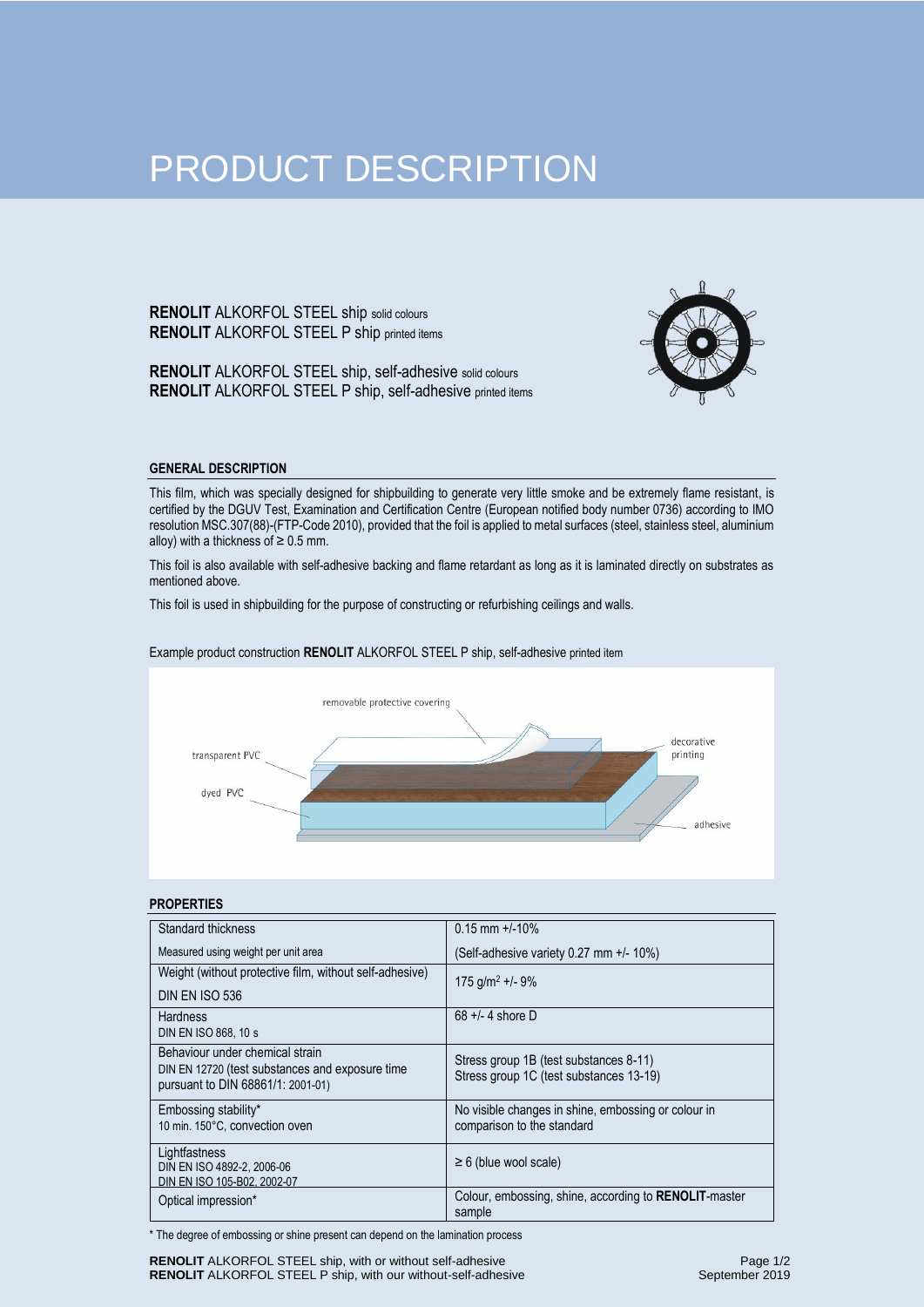# PRODUCT DESCRIPTION

**RENOLIT** ALKORFOL STEEL ship solid colours
**RENOLIT** ALKORFOL STEEL P ship printed items

**RENOLIT** ALKORFOL STEEL ship, self-adhesive solid colours
**RENOLIT** ALKORFOL STEEL P ship, self-adhesive printed items

## GENERAL DESCRIPTION

This film, which was specially designed for shipbuilding to generate very little smoke and be extremely flame resistant, is certified by the DGUV Test, Examination and Certification Centre (European notified body number 0736) according to IMO resolution MSC.307(88)-(FTP-Code 2010), provided that the foil is applied to metal surfaces (steel, stainless steel, aluminium alloy) with a thickness of ≥ 0.5 mm.

This foil is also available with self-adhesive backing and flame retardant as long as it is laminated directly on substrates as mentioned above.

This foil is used in shipbuilding for the purpose of constructing or refurbishing ceilings and walls.

Example product construction **RENOLIT** ALKORFOL STEEL P ship, self-adhesive printed item

removable protective covering
transparent PVC
dyed PVC
decorative printing
adhesive

## PROPERTIES

| Property | Value |
|---|---|
| Standard thickness<br>Measured using weight per unit area | 0.15 mm +/-10%<br>(Self-adhesive variety 0.27 mm +/- 10%) |
| Weight (without protective film, without self-adhesive)<br>DIN EN ISO 536 | 175 g/m² +/- 9% |
| Hardness<br>DIN EN ISO 868, 10 s | 68 +/- 4 shore D |
| Behaviour under chemical strain<br>DIN EN 12720 (test substances and exposure time pursuant to DIN 68861/1: 2001-01) | Stress group 1B (test substances 8-11)<br>Stress group 1C (test substances 13-19) |
| Embossing stability*<br>10 min. 150°C, convection oven | No visible changes in shine, embossing or colour in comparison to the standard |
| Lightfastness<br>DIN EN ISO 4892-2, 2006-06<br>DIN EN ISO 105-B02, 2002-07 | ≥ 6 (blue wool scale) |
| Optical impression* | Colour, embossing, shine, according to **RENOLIT**-master sample |

* The degree of embossing or shine present can depend on the lamination process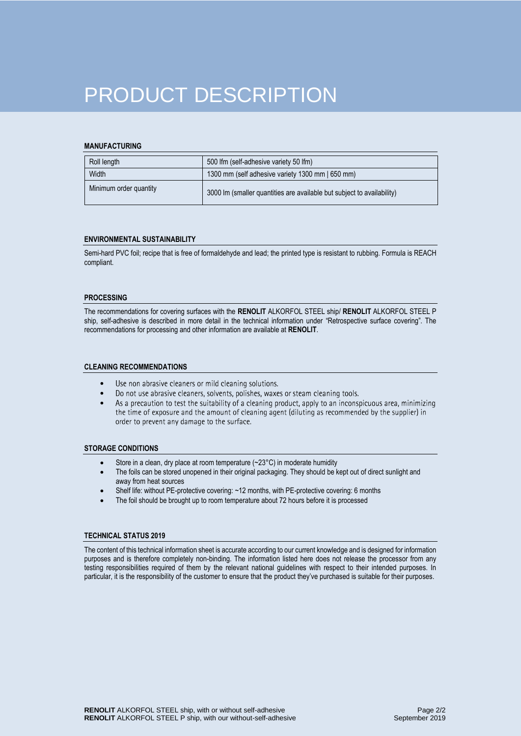# PRODUCT DESCRIPTION

### MANUFACTURING

| | |
|---|---|
| Roll length | 500 lfm (self-adhesive variety 50 lfm) |
| Width | 1300 mm (self adhesive variety 1300 mm \| 650 mm) |
| Minimum order quantity | 3000 lm (smaller quantities are available but subject to availability) |

### ENVIRONMENTAL SUSTAINABILITY

Semi-hard PVC foil; recipe that is free of formaldehyde and lead; the printed type is resistant to rubbing. Formula is REACH compliant.

### PROCESSING

The recommendations for covering surfaces with the **RENOLIT** ALKORFOL STEEL ship/ **RENOLIT** ALKORFOL STEEL P ship, self-adhesive is described in more detail in the technical information under "Retrospective surface covering". The recommendations for processing and other information are available at **RENOLIT**.

### CLEANING RECOMMENDATIONS

- Use non abrasive cleaners or mild cleaning solutions.
- Do not use abrasive cleaners, solvents, polishes, waxes or steam cleaning tools.
- As a precaution to test the suitability of a cleaning product, apply to an inconspicuous area, minimizing the time of exposure and the amount of cleaning agent (diluting as recommended by the supplier) in order to prevent any damage to the surface.

### STORAGE CONDITIONS

- Store in a clean, dry place at room temperature (~23°C) in moderate humidity
- The foils can be stored unopened in their original packaging. They should be kept out of direct sunlight and away from heat sources
- Shelf life: without PE-protective covering: ~12 months, with PE-protective covering: 6 months
- The foil should be brought up to room temperature about 72 hours before it is processed

### TECHNICAL STATUS 2019

The content of this technical information sheet is accurate according to our current knowledge and is designed for information purposes and is therefore completely non-binding. The information listed here does not release the processor from any testing responsibilities required of them by the relevant national guidelines with respect to their intended purposes. In particular, it is the responsibility of the customer to ensure that the product they've purchased is suitable for their purposes.